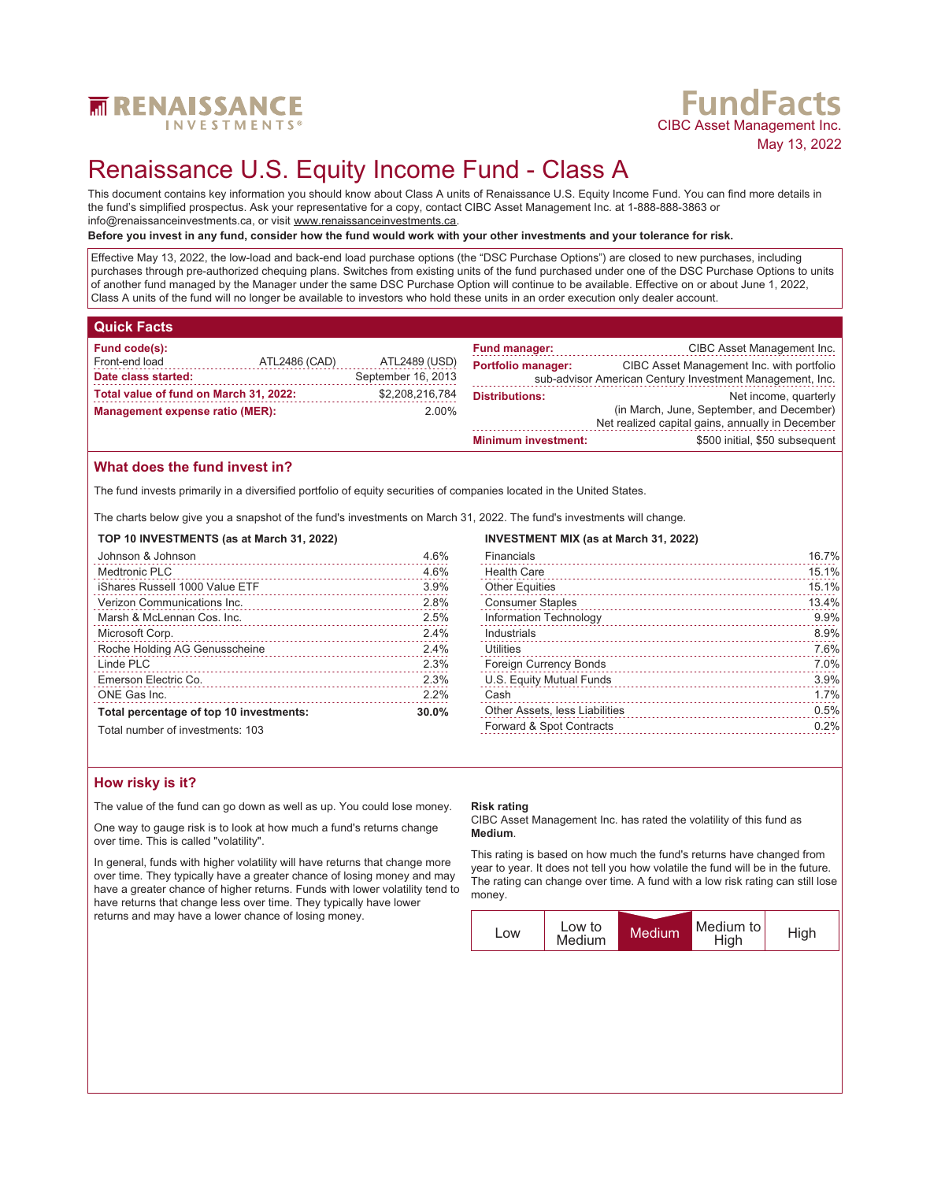RENAISSANCE INVESTMENTS

FundFacts
CIBC Asset Management Inc.
May 13, 2022

# Renaissance U.S. Equity Income Fund - Class A

This document contains key information you should know about Class A units of Renaissance U.S. Equity Income Fund. You can find more details in the fund's simplified prospectus. Ask your representative for a copy, contact CIBC Asset Management Inc. at 1-888-888-3863 or info@renaissanceinvestments.ca, or visit www.renaissanceinvestments.ca.

**Before you invest in any fund, consider how the fund would work with your other investments and your tolerance for risk.**

Effective May 13, 2022, the low-load and back-end load purchase options (the "DSC Purchase Options") are closed to new purchases, including purchases through pre-authorized chequing plans. Switches from existing units of the fund purchased under one of the DSC Purchase Options to units of another fund managed by the Manager under the same DSC Purchase Option will continue to be available. Effective on or about June 1, 2022, Class A units of the fund will no longer be available to investors who hold these units in an order execution only dealer account.

## Quick Facts

| | | |
|---|---|---|
| **Fund code(s):** | | |
| Front-end load | ATL2486 (CAD) | ATL2489 (USD) |
| **Date class started:** | | September 16, 2013 |
| **Total value of fund on March 31, 2022:** | | $2,208,216,784 |
| **Management expense ratio (MER):** | | 2.00% |

| | |
|---|---|
| **Fund manager:** | CIBC Asset Management Inc. |
| **Portfolio manager:** | CIBC Asset Management Inc. with portfolio sub-advisor American Century Investment Management, Inc. |
| **Distributions:** | Net income, quarterly (in March, June, September, and December) Net realized capital gains, annually in December |
| **Minimum investment:** | $500 initial, $50 subsequent |

## What does the fund invest in?

The fund invests primarily in a diversified portfolio of equity securities of companies located in the United States.

The charts below give you a snapshot of the fund's investments on March 31, 2022. The fund's investments will change.

**TOP 10 INVESTMENTS (as at March 31, 2022)**

| | |
|---|---|
| Johnson & Johnson | 4.6% |
| Medtronic PLC | 4.6% |
| iShares Russell 1000 Value ETF | 3.9% |
| Verizon Communications Inc. | 2.8% |
| Marsh & McLennan Cos. Inc. | 2.5% |
| Microsoft Corp. | 2.4% |
| Roche Holding AG Genusscheine | 2.4% |
| Linde PLC | 2.3% |
| Emerson Electric Co. | 2.3% |
| ONE Gas Inc. | 2.2% |
| **Total percentage of top 10 investments:** | **30.0%** |

Total number of investments: 103

**INVESTMENT MIX (as at March 31, 2022)**

| | |
|---|---|
| Financials | 16.7% |
| Health Care | 15.1% |
| Other Equities | 15.1% |
| Consumer Staples | 13.4% |
| Information Technology | 9.9% |
| Industrials | 8.9% |
| Utilities | 7.6% |
| Foreign Currency Bonds | 7.0% |
| U.S. Equity Mutual Funds | 3.9% |
| Cash | 1.7% |
| Other Assets, less Liabilities | 0.5% |
| Forward & Spot Contracts | 0.2% |

## How risky is it?

The value of the fund can go down as well as up. You could lose money.

One way to gauge risk is to look at how much a fund's returns change over time. This is called "volatility".

In general, funds with higher volatility will have returns that change more over time. They typically have a greater chance of losing money and may have a greater chance of higher returns. Funds with lower volatility tend to have returns that change less over time. They typically have lower returns and may have a lower chance of losing money.

**Risk rating**

CIBC Asset Management Inc. has rated the volatility of this fund as **Medium**.

This rating is based on how much the fund's returns have changed from year to year. It does not tell you how volatile the fund will be in the future. The rating can change over time. A fund with a low risk rating can still lose money.

| Low | Low to Medium | **Medium** | Medium to High | High |
|---|---|---|---|---|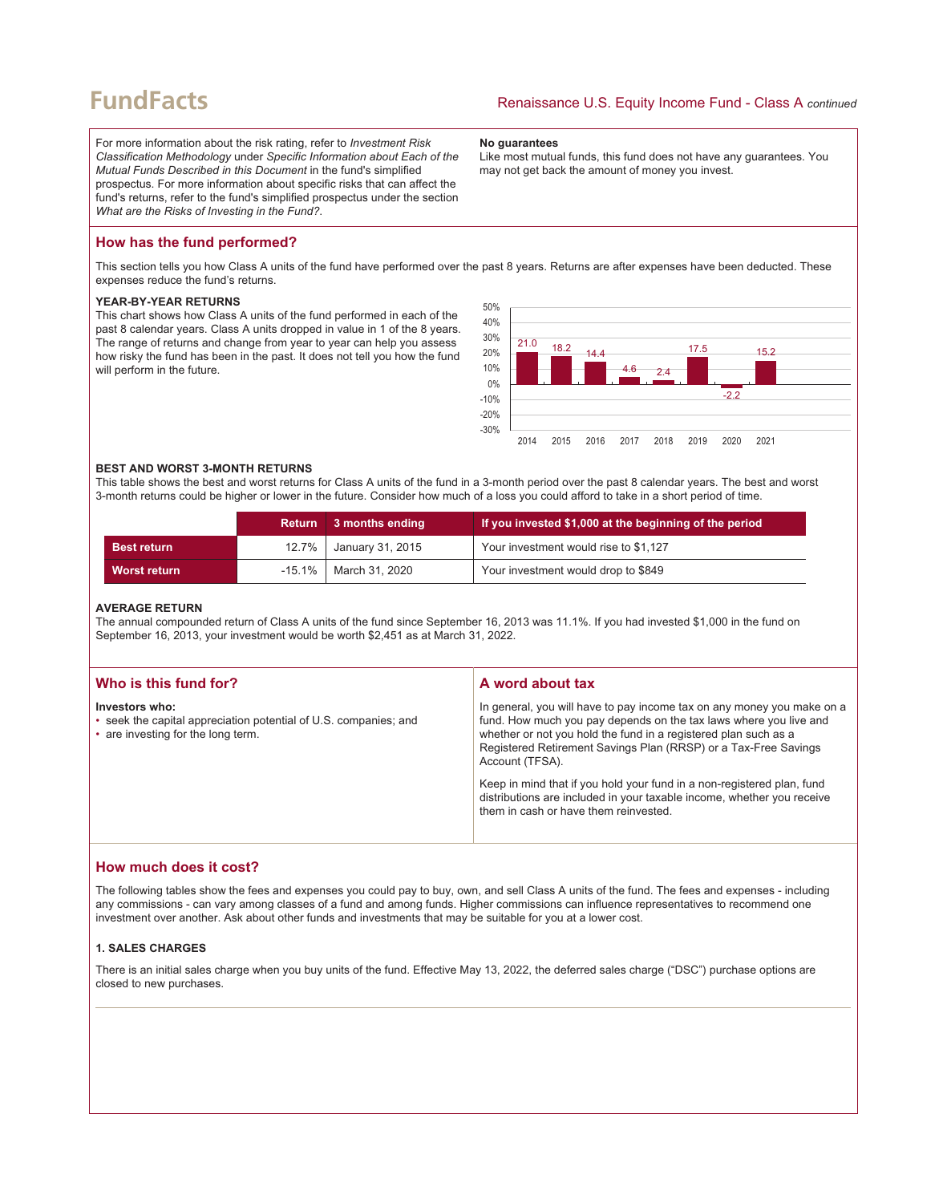For more information about the risk rating, refer to *Investment Risk Classification Methodology* under *Specific Information about Each of the Mutual Funds Described in this Document* in the fund's simplified prospectus. For more information about specific risks that can affect the fund's returns, refer to the fund's simplified prospectus under the section *What are the Risks of Investing in the Fund?*.

**No guarantees**

Like most mutual funds, this fund does not have any guarantees. You may not get back the amount of money you invest.

## How has the fund performed?

This section tells you how Class A units of the fund have performed over the past 8 years. Returns are after expenses have been deducted. These expenses reduce the fund's returns.

**YEAR-BY-YEAR RETURNS**

This chart shows how Class A units of the fund performed in each of the past 8 calendar years. Class A units dropped in value in 1 of the 8 years. The range of returns and change from year to year can help you assess how risky the fund has been in the past. It does not tell you how the fund will perform in the future.

| Year | 2014 | 2015 | 2016 | 2017 | 2018 | 2019 | 2020 | 2021 |
|---|---|---|---|---|---|---|---|---|
| Return (%) | 21.0 | 18.2 | 14.4 | 4.6 | 2.4 | 17.5 | -2.2 | 15.2 |

**BEST AND WORST 3-MONTH RETURNS**

This table shows the best and worst returns for Class A units of the fund in a 3-month period over the past 8 calendar years. The best and worst 3-month returns could be higher or lower in the future. Consider how much of a loss you could afford to take in a short period of time.

| | Return | 3 months ending | If you invested $1,000 at the beginning of the period |
|---|---|---|---|
| **Best return** | 12.7% | January 31, 2015 | Your investment would rise to $1,127 |
| **Worst return** | -15.1% | March 31, 2020 | Your investment would drop to $849 |

**AVERAGE RETURN**

The annual compounded return of Class A units of the fund since September 16, 2013 was 11.1%. If you had invested $1,000 in the fund on September 16, 2013, your investment would be worth $2,451 as at March 31, 2022.

## Who is this fund for?

**Investors who:**

- seek the capital appreciation potential of U.S. companies; and
- are investing for the long term.

## A word about tax

In general, you will have to pay income tax on any money you make on a fund. How much you pay depends on the tax laws where you live and whether or not you hold the fund in a registered plan such as a Registered Retirement Savings Plan (RRSP) or a Tax-Free Savings Account (TFSA).

Keep in mind that if you hold your fund in a non-registered plan, fund distributions are included in your taxable income, whether you receive them in cash or have them reinvested.

## How much does it cost?

The following tables show the fees and expenses you could pay to buy, own, and sell Class A units of the fund. The fees and expenses - including any commissions - can vary among classes of a fund and among funds. Higher commissions can influence representatives to recommend one investment over another. Ask about other funds and investments that may be suitable for you at a lower cost.

**1. SALES CHARGES**

There is an initial sales charge when you buy units of the fund. Effective May 13, 2022, the deferred sales charge ("DSC") purchase options are closed to new purchases.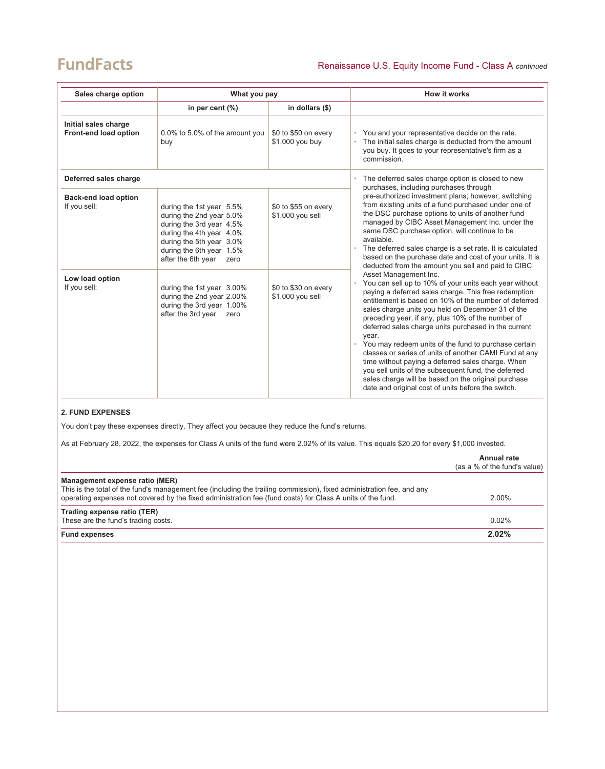| Sales charge option | What you pay | | How it works |
|---|---|---|---|
| | in per cent (%) | in dollars ($) | |
| **Initial sales charge**<br>**Front-end load option** | 0.0% to 5.0% of the amount you buy | $0 to $50 on every $1,000 you buy | • You and your representative decide on the rate.<br>• The initial sales charge is deducted from the amount you buy. It goes to your representative's firm as a commission. |
| **Deferred sales charge** | | | • The deferred sales charge option is closed to new purchases, including purchases through pre-authorized investment plans; however, switching from existing units of a fund purchased under one of the DSC purchase options to units of another fund managed by CIBC Asset Management Inc. under the same DSC purchase option, will continue to be available.<br>• The deferred sales charge is a set rate. It is calculated based on the purchase date and cost of your units. It is deducted from the amount you sell and paid to CIBC Asset Management Inc.<br>• You can sell up to 10% of your units each year without paying a deferred sales charge. This free redemption entitlement is based on 10% of the number of deferred sales charge units you held on December 31 of the preceding year, if any, plus 10% of the number of deferred sales charge units purchased in the current year.<br>• You may redeem units of the fund to purchase certain classes or series of units of another CAMI Fund at any time without paying a deferred sales charge. When you sell units of the subsequent fund, the deferred sales charge will be based on the original purchase date and original cost of units before the switch. |
| **Back-end load option**<br>If you sell: | during the 1st year 5.5%<br>during the 2nd year 5.0%<br>during the 3rd year 4.5%<br>during the 4th year 4.0%<br>during the 5th year 3.0%<br>during the 6th year 1.5%<br>after the 6th year zero | $0 to $55 on every $1,000 you sell | |
| **Low load option**<br>If you sell: | during the 1st year 3.00%<br>during the 2nd year 2.00%<br>during the 3rd year 1.00%<br>after the 3rd year zero | $0 to $30 on every $1,000 you sell | |

### 2. FUND EXPENSES

You don't pay these expenses directly. They affect you because they reduce the fund's returns.

As at February 28, 2022, the expenses for Class A units of the fund were 2.02% of its value. This equals $20.20 for every $1,000 invested.

| | Annual rate<br>(as a % of the fund's value) |
|---|---|
| **Management expense ratio (MER)**<br>This is the total of the fund's management fee (including the trailing commission), fixed administration fee, and any operating expenses not covered by the fixed administration fee (fund costs) for Class A units of the fund. | 2.00% |
| **Trading expense ratio (TER)**<br>These are the fund's trading costs. | 0.02% |
| **Fund expenses** | **2.02%** |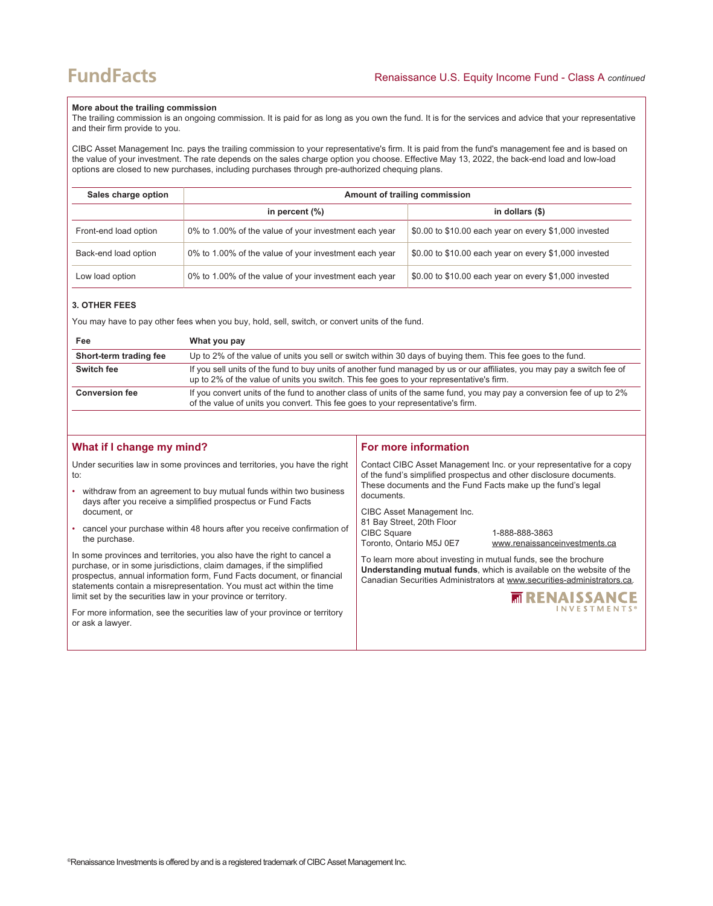#### More about the trailing commission

The trailing commission is an ongoing commission. It is paid for as long as you own the fund. It is for the services and advice that your representative and their firm provide to you.

CIBC Asset Management Inc. pays the trailing commission to your representative's firm. It is paid from the fund's management fee and is based on the value of your investment. The rate depends on the sales charge option you choose. Effective May 13, 2022, the back-end load and low-load options are closed to new purchases, including purchases through pre-authorized chequing plans.

| Sales charge option | Amount of trailing commission | |
|---|---|---|
| | in percent (%) | in dollars ($) |
| Front-end load option | 0% to 1.00% of the value of your investment each year | $0.00 to $10.00 each year on every $1,000 invested |
| Back-end load option | 0% to 1.00% of the value of your investment each year | $0.00 to $10.00 each year on every $1,000 invested |
| Low load option | 0% to 1.00% of the value of your investment each year | $0.00 to $10.00 each year on every $1,000 invested |

### 3. OTHER FEES

You may have to pay other fees when you buy, hold, sell, switch, or convert units of the fund.

| Fee | What you pay |
|---|---|
| **Short-term trading fee** | Up to 2% of the value of units you sell or switch within 30 days of buying them. This fee goes to the fund. |
| **Switch fee** | If you sell units of the fund to buy units of another fund managed by us or our affiliates, you may pay a switch fee of up to 2% of the value of units you switch. This fee goes to your representative's firm. |
| **Conversion fee** | If you convert units of the fund to another class of units of the same fund, you may pay a conversion fee of up to 2% of the value of units you convert. This fee goes to your representative's firm. |

## What if I change my mind?

Under securities law in some provinces and territories, you have the right to:

- withdraw from an agreement to buy mutual funds within two business days after you receive a simplified prospectus or Fund Facts document, or
- cancel your purchase within 48 hours after you receive confirmation of the purchase.

In some provinces and territories, you also have the right to cancel a purchase, or in some jurisdictions, claim damages, if the simplified prospectus, annual information form, Fund Facts document, or financial statements contain a misrepresentation. You must act within the time limit set by the securities law in your province or territory.

For more information, see the securities law of your province or territory or ask a lawyer.

## For more information

Contact CIBC Asset Management Inc. or your representative for a copy of the fund's simplified prospectus and other disclosure documents. These documents and the Fund Facts make up the fund's legal documents.

CIBC Asset Management Inc.
81 Bay Street, 20th Floor
CIBC Square
Toronto, Ontario M5J 0E7

1-888-888-3863
www.renaissanceinvestments.ca

To learn more about investing in mutual funds, see the brochure **Understanding mutual funds**, which is available on the website of the Canadian Securities Administrators at www.securities-administrators.ca.

RENAISSANCE INVESTMENTS®

®Renaissance Investments is offered by and is a registered trademark of CIBC Asset Management Inc.